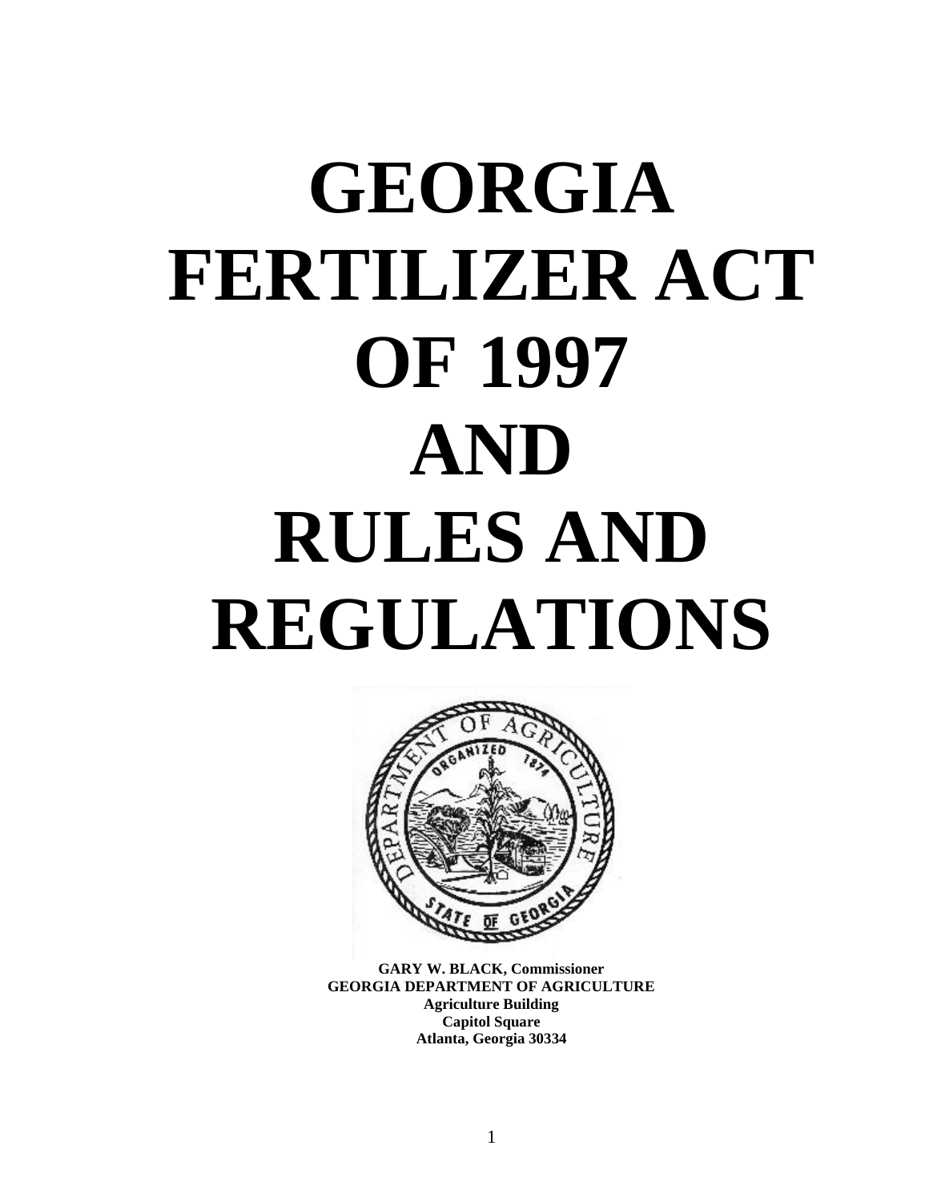# GEORGIA FERTILIZER ACT OF 1997 AND RULES AND REGULATIONS

**GARY W. BLACK, Commissioner**
**GEORGIA DEPARTMENT OF AGRICULTURE**
**Agriculture Building**
**Capitol Square**
**Atlanta, Georgia 30334**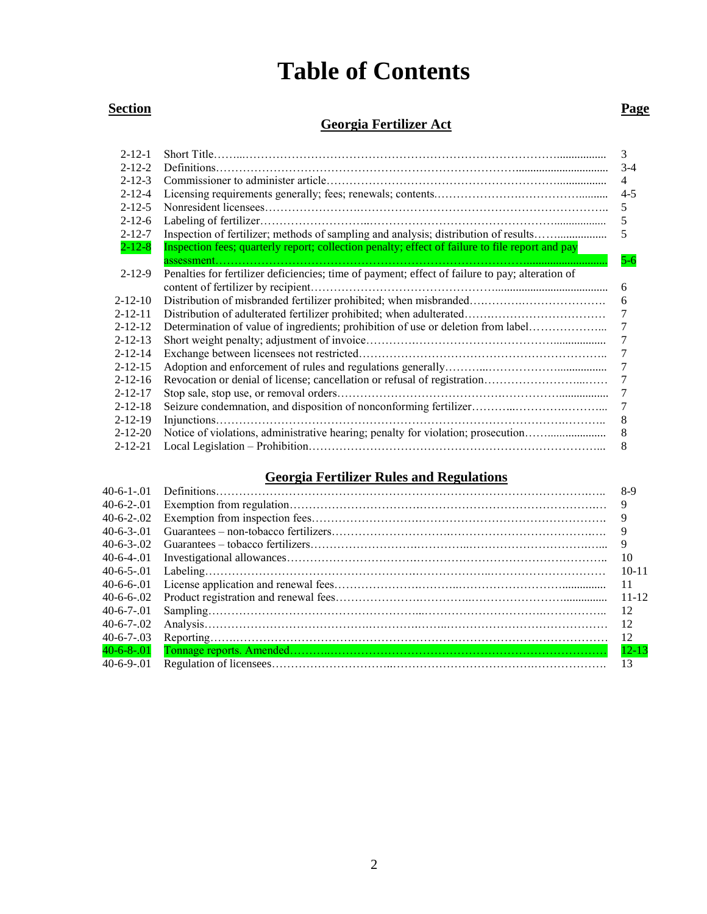# Table of Contents

## Georgia Fertilizer Act

| Section | | Page |
|---|---|---|
| 2-12-1 | Short Title | 3 |
| 2-12-2 | Definitions | 3-4 |
| 2-12-3 | Commissioner to administer article | 4 |
| 2-12-4 | Licensing requirements generally; fees; renewals; contents | 4-5 |
| 2-12-5 | Nonresident licensees | 5 |
| 2-12-6 | Labeling of fertilizer | 5 |
| 2-12-7 | Inspection of fertilizer; methods of sampling and analysis; distribution of results | 5 |
| 2-12-8 | Inspection fees; quarterly report; collection penalty; effect of failure to file report and pay assessment | 5-6 |
| 2-12-9 | Penalties for fertilizer deficiencies; time of payment; effect of failure to pay; alteration of content of fertilizer by recipient | 6 |
| 2-12-10 | Distribution of misbranded fertilizer prohibited; when misbranded | 6 |
| 2-12-11 | Distribution of adulterated fertilizer prohibited; when adulterated | 7 |
| 2-12-12 | Determination of value of ingredients; prohibition of use or deletion from label | 7 |
| 2-12-13 | Short weight penalty; adjustment of invoice | 7 |
| 2-12-14 | Exchange between licensees not restricted | 7 |
| 2-12-15 | Adoption and enforcement of rules and regulations generally | 7 |
| 2-12-16 | Revocation or denial of license; cancellation or refusal of registration | 7 |
| 2-12-17 | Stop sale, stop use, or removal orders | 7 |
| 2-12-18 | Seizure condemnation, and disposition of nonconforming fertilizer | 7 |
| 2-12-19 | Injunctions | 8 |
| 2-12-20 | Notice of violations, administrative hearing; penalty for violation; prosecution | 8 |
| 2-12-21 | Local Legislation – Prohibition | 8 |

## Georgia Fertilizer Rules and Regulations

| Section | | Page |
|---|---|---|
| 40-6-1-.01 | Definitions | 8-9 |
| 40-6-2-.01 | Exemption from regulation | 9 |
| 40-6-2-.02 | Exemption from inspection fees | 9 |
| 40-6-3-.01 | Guarantees – non-tobacco fertilizers | 9 |
| 40-6-3-.02 | Guarantees – tobacco fertilizers | 9 |
| 40-6-4-.01 | Investigational allowances | 10 |
| 40-6-5-.01 | Labeling | 10-11 |
| 40-6-6-.01 | License application and renewal fees | 11 |
| 40-6-6-.02 | Product registration and renewal fees | 11-12 |
| 40-6-7-.01 | Sampling | 12 |
| 40-6-7-.02 | Analysis | 12 |
| 40-6-7-.03 | Reporting | 12 |
| 40-6-8-.01 | Tonnage reports. Amended | 12-13 |
| 40-6-9-.01 | Regulation of licensees | 13 |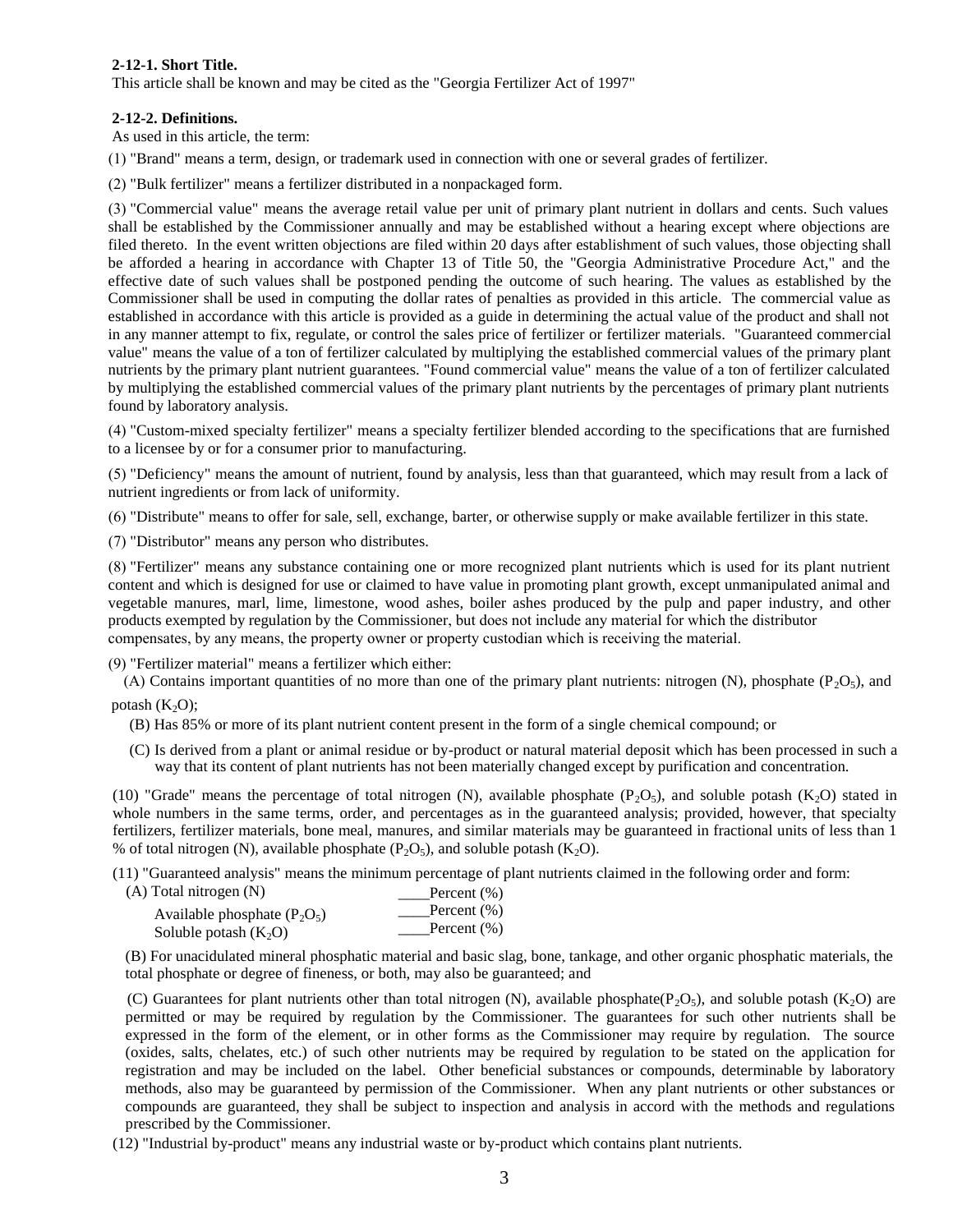**2-12-1. Short Title.**

This article shall be known and may be cited as the "Georgia Fertilizer Act of 1997"

**2-12-2. Definitions.**

As used in this article, the term:

(1) "Brand" means a term, design, or trademark used in connection with one or several grades of fertilizer.

(2) "Bulk fertilizer" means a fertilizer distributed in a nonpackaged form.

(3) "Commercial value" means the average retail value per unit of primary plant nutrient in dollars and cents. Such values shall be established by the Commissioner annually and may be established without a hearing except where objections are filed thereto. In the event written objections are filed within 20 days after establishment of such values, those objecting shall be afforded a hearing in accordance with Chapter 13 of Title 50, the "Georgia Administrative Procedure Act," and the effective date of such values shall be postponed pending the outcome of such hearing. The values as established by the Commissioner shall be used in computing the dollar rates of penalties as provided in this article. The commercial value as established in accordance with this article is provided as a guide in determining the actual value of the product and shall not in any manner attempt to fix, regulate, or control the sales price of fertilizer or fertilizer materials. "Guaranteed commercial value" means the value of a ton of fertilizer calculated by multiplying the established commercial values of the primary plant nutrients by the primary plant nutrient guarantees. "Found commercial value" means the value of a ton of fertilizer calculated by multiplying the established commercial values of the primary plant nutrients by the percentages of primary plant nutrients found by laboratory analysis.

(4) "Custom-mixed specialty fertilizer" means a specialty fertilizer blended according to the specifications that are furnished to a licensee by or for a consumer prior to manufacturing.

(5) "Deficiency" means the amount of nutrient, found by analysis, less than that guaranteed, which may result from a lack of nutrient ingredients or from lack of uniformity.

(6) "Distribute" means to offer for sale, sell, exchange, barter, or otherwise supply or make available fertilizer in this state.

(7) "Distributor" means any person who distributes.

(8) "Fertilizer" means any substance containing one or more recognized plant nutrients which is used for its plant nutrient content and which is designed for use or claimed to have value in promoting plant growth, except unmanipulated animal and vegetable manures, marl, lime, limestone, wood ashes, boiler ashes produced by the pulp and paper industry, and other products exempted by regulation by the Commissioner, but does not include any material for which the distributor compensates, by any means, the property owner or property custodian which is receiving the material.

(9) "Fertilizer material" means a fertilizer which either:

(A) Contains important quantities of no more than one of the primary plant nutrients: nitrogen (N), phosphate ($P_2O_5$), and potash ($K_2O$);

(B) Has 85% or more of its plant nutrient content present in the form of a single chemical compound; or

(C) Is derived from a plant or animal residue or by-product or natural material deposit which has been processed in such a way that its content of plant nutrients has not been materially changed except by purification and concentration.

(10) "Grade" means the percentage of total nitrogen (N), available phosphate ($P_2O_5$), and soluble potash ($K_2O$) stated in whole numbers in the same terms, order, and percentages as in the guaranteed analysis; provided, however, that specialty fertilizers, fertilizer materials, bone meal, manures, and similar materials may be guaranteed in fractional units of less than 1 % of total nitrogen (N), available phosphate ($P_2O_5$), and soluble potash ($K_2O$).

(11) "Guaranteed analysis" means the minimum percentage of plant nutrients claimed in the following order and form:

(A) Total nitrogen (N) ____Percent (%)
Available phosphate ($P_2O_5$) ____Percent (%)
Soluble potash ($K_2O$) ____Percent (%)

(B) For unacidulated mineral phosphatic material and basic slag, bone, tankage, and other organic phosphatic materials, the total phosphate or degree of fineness, or both, may also be guaranteed; and

(C) Guarantees for plant nutrients other than total nitrogen (N), available phosphate($P_2O_5$), and soluble potash ($K_2O$) are permitted or may be required by regulation by the Commissioner. The guarantees for such other nutrients shall be expressed in the form of the element, or in other forms as the Commissioner may require by regulation. The source (oxides, salts, chelates, etc.) of such other nutrients may be required by regulation to be stated on the application for registration and may be included on the label. Other beneficial substances or compounds, determinable by laboratory methods, also may be guaranteed by permission of the Commissioner. When any plant nutrients or other substances or compounds are guaranteed, they shall be subject to inspection and analysis in accord with the methods and regulations prescribed by the Commissioner.

(12) "Industrial by-product" means any industrial waste or by-product which contains plant nutrients.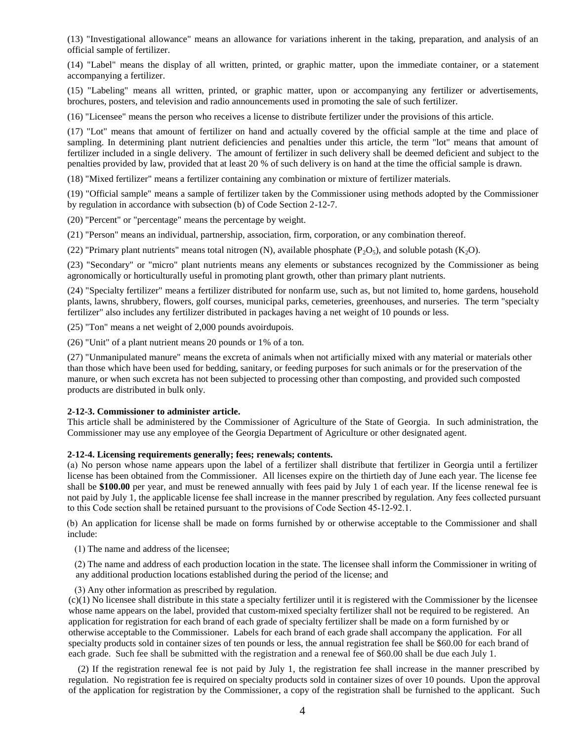(13) "Investigational allowance" means an allowance for variations inherent in the taking, preparation, and analysis of an official sample of fertilizer.

(14) "Label" means the display of all written, printed, or graphic matter, upon the immediate container, or a statement accompanying a fertilizer.

(15) "Labeling" means all written, printed, or graphic matter, upon or accompanying any fertilizer or advertisements, brochures, posters, and television and radio announcements used in promoting the sale of such fertilizer.

(16) "Licensee" means the person who receives a license to distribute fertilizer under the provisions of this article.

(17) "Lot" means that amount of fertilizer on hand and actually covered by the official sample at the time and place of sampling. In determining plant nutrient deficiencies and penalties under this article, the term "lot" means that amount of fertilizer included in a single delivery. The amount of fertilizer in such delivery shall be deemed deficient and subject to the penalties provided by law, provided that at least 20 % of such delivery is on hand at the time the official sample is drawn.

(18) "Mixed fertilizer" means a fertilizer containing any combination or mixture of fertilizer materials.

(19) "Official sample" means a sample of fertilizer taken by the Commissioner using methods adopted by the Commissioner by regulation in accordance with subsection (b) of Code Section 2-12-7.

(20) "Percent" or "percentage" means the percentage by weight.

(21) "Person" means an individual, partnership, association, firm, corporation, or any combination thereof.

(22) "Primary plant nutrients" means total nitrogen (N), available phosphate ($P_2O_5$), and soluble potash ($K_2O$).

(23) "Secondary" or "micro" plant nutrients means any elements or substances recognized by the Commissioner as being agronomically or horticulturally useful in promoting plant growth, other than primary plant nutrients.

(24) "Specialty fertilizer" means a fertilizer distributed for nonfarm use, such as, but not limited to, home gardens, household plants, lawns, shrubbery, flowers, golf courses, municipal parks, cemeteries, greenhouses, and nurseries. The term "specialty fertilizer" also includes any fertilizer distributed in packages having a net weight of 10 pounds or less.

(25) "Ton" means a net weight of 2,000 pounds avoirdupois.

(26) "Unit" of a plant nutrient means 20 pounds or 1% of a ton.

(27) "Unmanipulated manure" means the excreta of animals when not artificially mixed with any material or materials other than those which have been used for bedding, sanitary, or feeding purposes for such animals or for the preservation of the manure, or when such excreta has not been subjected to processing other than composting, and provided such composted products are distributed in bulk only.

**2-12-3. Commissioner to administer article.**

This article shall be administered by the Commissioner of Agriculture of the State of Georgia. In such administration, the Commissioner may use any employee of the Georgia Department of Agriculture or other designated agent.

**2-12-4. Licensing requirements generally; fees; renewals; contents.**

(a) No person whose name appears upon the label of a fertilizer shall distribute that fertilizer in Georgia until a fertilizer license has been obtained from the Commissioner. All licenses expire on the thirtieth day of June each year. The license fee shall be **$100.00** per year, and must be renewed annually with fees paid by July 1 of each year. If the license renewal fee is not paid by July 1, the applicable license fee shall increase in the manner prescribed by regulation. Any fees collected pursuant to this Code section shall be retained pursuant to the provisions of Code Section 45-12-92.1.

(b) An application for license shall be made on forms furnished by or otherwise acceptable to the Commissioner and shall include:

(1) The name and address of the licensee;

(2) The name and address of each production location in the state. The licensee shall inform the Commissioner in writing of any additional production locations established during the period of the license; and

(3) Any other information as prescribed by regulation.

(c)(1) No licensee shall distribute in this state a specialty fertilizer until it is registered with the Commissioner by the licensee whose name appears on the label, provided that custom-mixed specialty fertilizer shall not be required to be registered. An application for registration for each brand of each grade of specialty fertilizer shall be made on a form furnished by or otherwise acceptable to the Commissioner. Labels for each brand of each grade shall accompany the application. For all specialty products sold in container sizes of ten pounds or less, the annual registration fee shall be $60.00 for each brand of each grade. Such fee shall be submitted with the registration and a renewal fee of $60.00 shall be due each July 1.

(2) If the registration renewal fee is not paid by July 1, the registration fee shall increase in the manner prescribed by regulation. No registration fee is required on specialty products sold in container sizes of over 10 pounds. Upon the approval of the application for registration by the Commissioner, a copy of the registration shall be furnished to the applicant. Such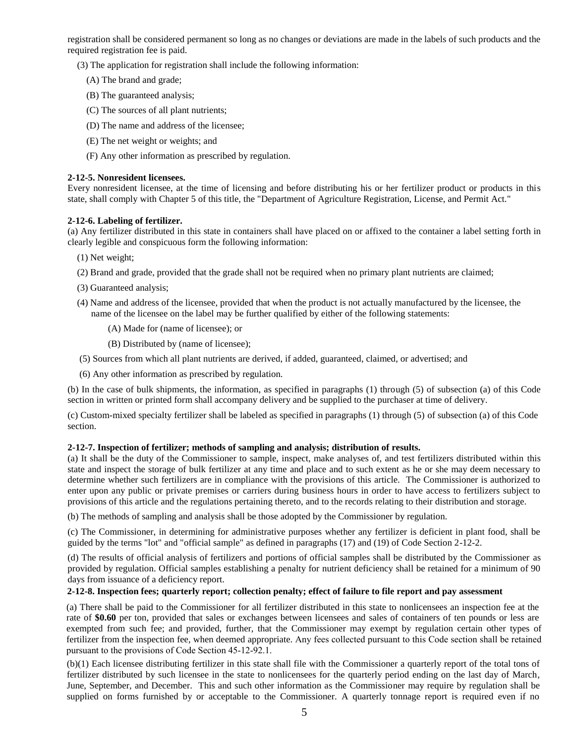registration shall be considered permanent so long as no changes or deviations are made in the labels of such products and the required registration fee is paid.

(3) The application for registration shall include the following information:

(A) The brand and grade;

(B) The guaranteed analysis;

(C) The sources of all plant nutrients;

(D) The name and address of the licensee;

(E) The net weight or weights; and

(F) Any other information as prescribed by regulation.

**2-12-5. Nonresident licensees.**

Every nonresident licensee, at the time of licensing and before distributing his or her fertilizer product or products in this state, shall comply with Chapter 5 of this title, the "Department of Agriculture Registration, License, and Permit Act."

**2-12-6. Labeling of fertilizer.**

(a) Any fertilizer distributed in this state in containers shall have placed on or affixed to the container a label setting forth in clearly legible and conspicuous form the following information:

(1) Net weight;

(2) Brand and grade, provided that the grade shall not be required when no primary plant nutrients are claimed;

(3) Guaranteed analysis;

(4) Name and address of the licensee, provided that when the product is not actually manufactured by the licensee, the name of the licensee on the label may be further qualified by either of the following statements:

(A) Made for (name of licensee); or

(B) Distributed by (name of licensee);

(5) Sources from which all plant nutrients are derived, if added, guaranteed, claimed, or advertised; and

(6) Any other information as prescribed by regulation.

(b) In the case of bulk shipments, the information, as specified in paragraphs (1) through (5) of subsection (a) of this Code section in written or printed form shall accompany delivery and be supplied to the purchaser at time of delivery.

(c) Custom-mixed specialty fertilizer shall be labeled as specified in paragraphs (1) through (5) of subsection (a) of this Code section.

**2-12-7. Inspection of fertilizer; methods of sampling and analysis; distribution of results.**

(a) It shall be the duty of the Commissioner to sample, inspect, make analyses of, and test fertilizers distributed within this state and inspect the storage of bulk fertilizer at any time and place and to such extent as he or she may deem necessary to determine whether such fertilizers are in compliance with the provisions of this article. The Commissioner is authorized to enter upon any public or private premises or carriers during business hours in order to have access to fertilizers subject to provisions of this article and the regulations pertaining thereto, and to the records relating to their distribution and storage.

(b) The methods of sampling and analysis shall be those adopted by the Commissioner by regulation.

(c) The Commissioner, in determining for administrative purposes whether any fertilizer is deficient in plant food, shall be guided by the terms "lot" and "official sample" as defined in paragraphs (17) and (19) of Code Section 2-12-2.

(d) The results of official analysis of fertilizers and portions of official samples shall be distributed by the Commissioner as provided by regulation. Official samples establishing a penalty for nutrient deficiency shall be retained for a minimum of 90 days from issuance of a deficiency report.

**2-12-8. Inspection fees; quarterly report; collection penalty; effect of failure to file report and pay assessment**

(a) There shall be paid to the Commissioner for all fertilizer distributed in this state to nonlicensees an inspection fee at the rate of **$0.60** per ton, provided that sales or exchanges between licensees and sales of containers of ten pounds or less are exempted from such fee; and provided, further, that the Commissioner may exempt by regulation certain other types of fertilizer from the inspection fee, when deemed appropriate. Any fees collected pursuant to this Code section shall be retained pursuant to the provisions of Code Section 45-12-92.1.

(b)(1) Each licensee distributing fertilizer in this state shall file with the Commissioner a quarterly report of the total tons of fertilizer distributed by such licensee in the state to nonlicensees for the quarterly period ending on the last day of March, June, September, and December. This and such other information as the Commissioner may require by regulation shall be supplied on forms furnished by or acceptable to the Commissioner. A quarterly tonnage report is required even if no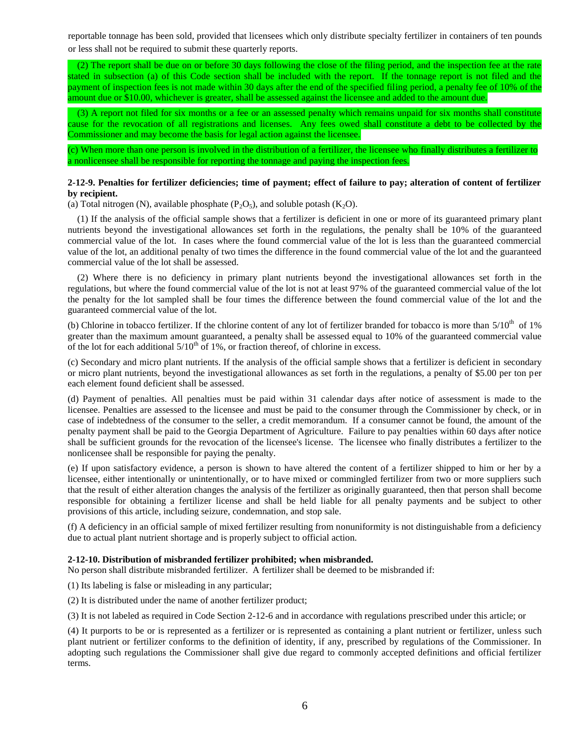reportable tonnage has been sold, provided that licensees which only distribute specialty fertilizer in containers of ten pounds or less shall not be required to submit these quarterly reports.

(2) The report shall be due on or before 30 days following the close of the filing period, and the inspection fee at the rate stated in subsection (a) of this Code section shall be included with the report. If the tonnage report is not filed and the payment of inspection fees is not made within 30 days after the end of the specified filing period, a penalty fee of 10% of the amount due or $10.00, whichever is greater, shall be assessed against the licensee and added to the amount due.

(3) A report not filed for six months or a fee or an assessed penalty which remains unpaid for six months shall constitute cause for the revocation of all registrations and licenses. Any fees owed shall constitute a debt to be collected by the Commissioner and may become the basis for legal action against the licensee.

(c) When more than one person is involved in the distribution of a fertilizer, the licensee who finally distributes a fertilizer to a nonlicensee shall be responsible for reporting the tonnage and paying the inspection fees.

**2-12-9. Penalties for fertilizer deficiencies; time of payment; effect of failure to pay; alteration of content of fertilizer by recipient.**

(a) Total nitrogen (N), available phosphate ($P_2O_5$), and soluble potash ($K_2O$).

(1) If the analysis of the official sample shows that a fertilizer is deficient in one or more of its guaranteed primary plant nutrients beyond the investigational allowances set forth in the regulations, the penalty shall be 10% of the guaranteed commercial value of the lot. In cases where the found commercial value of the lot is less than the guaranteed commercial value of the lot, an additional penalty of two times the difference in the found commercial value of the lot and the guaranteed commercial value of the lot shall be assessed.

(2) Where there is no deficiency in primary plant nutrients beyond the investigational allowances set forth in the regulations, but where the found commercial value of the lot is not at least 97% of the guaranteed commercial value of the lot the penalty for the lot sampled shall be four times the difference between the found commercial value of the lot and the guaranteed commercial value of the lot.

(b) Chlorine in tobacco fertilizer. If the chlorine content of any lot of fertilizer branded for tobacco is more than $5/10^{th}$ of 1% greater than the maximum amount guaranteed, a penalty shall be assessed equal to 10% of the guaranteed commercial value of the lot for each additional $5/10^{th}$ of 1%, or fraction thereof, of chlorine in excess.

(c) Secondary and micro plant nutrients. If the analysis of the official sample shows that a fertilizer is deficient in secondary or micro plant nutrients, beyond the investigational allowances as set forth in the regulations, a penalty of $5.00 per ton per each element found deficient shall be assessed.

(d) Payment of penalties. All penalties must be paid within 31 calendar days after notice of assessment is made to the licensee. Penalties are assessed to the licensee and must be paid to the consumer through the Commissioner by check, or in case of indebtedness of the consumer to the seller, a credit memorandum. If a consumer cannot be found, the amount of the penalty payment shall be paid to the Georgia Department of Agriculture. Failure to pay penalties within 60 days after notice shall be sufficient grounds for the revocation of the licensee's license. The licensee who finally distributes a fertilizer to the nonlicensee shall be responsible for paying the penalty.

(e) If upon satisfactory evidence, a person is shown to have altered the content of a fertilizer shipped to him or her by a licensee, either intentionally or unintentionally, or to have mixed or commingled fertilizer from two or more suppliers such that the result of either alteration changes the analysis of the fertilizer as originally guaranteed, then that person shall become responsible for obtaining a fertilizer license and shall be held liable for all penalty payments and be subject to other provisions of this article, including seizure, condemnation, and stop sale.

(f) A deficiency in an official sample of mixed fertilizer resulting from nonuniformity is not distinguishable from a deficiency due to actual plant nutrient shortage and is properly subject to official action.

**2-12-10. Distribution of misbranded fertilizer prohibited; when misbranded.**

No person shall distribute misbranded fertilizer. A fertilizer shall be deemed to be misbranded if:

(1) Its labeling is false or misleading in any particular;

(2) It is distributed under the name of another fertilizer product;

(3) It is not labeled as required in Code Section 2-12-6 and in accordance with regulations prescribed under this article; or

(4) It purports to be or is represented as a fertilizer or is represented as containing a plant nutrient or fertilizer, unless such plant nutrient or fertilizer conforms to the definition of identity, if any, prescribed by regulations of the Commissioner. In adopting such regulations the Commissioner shall give due regard to commonly accepted definitions and official fertilizer terms.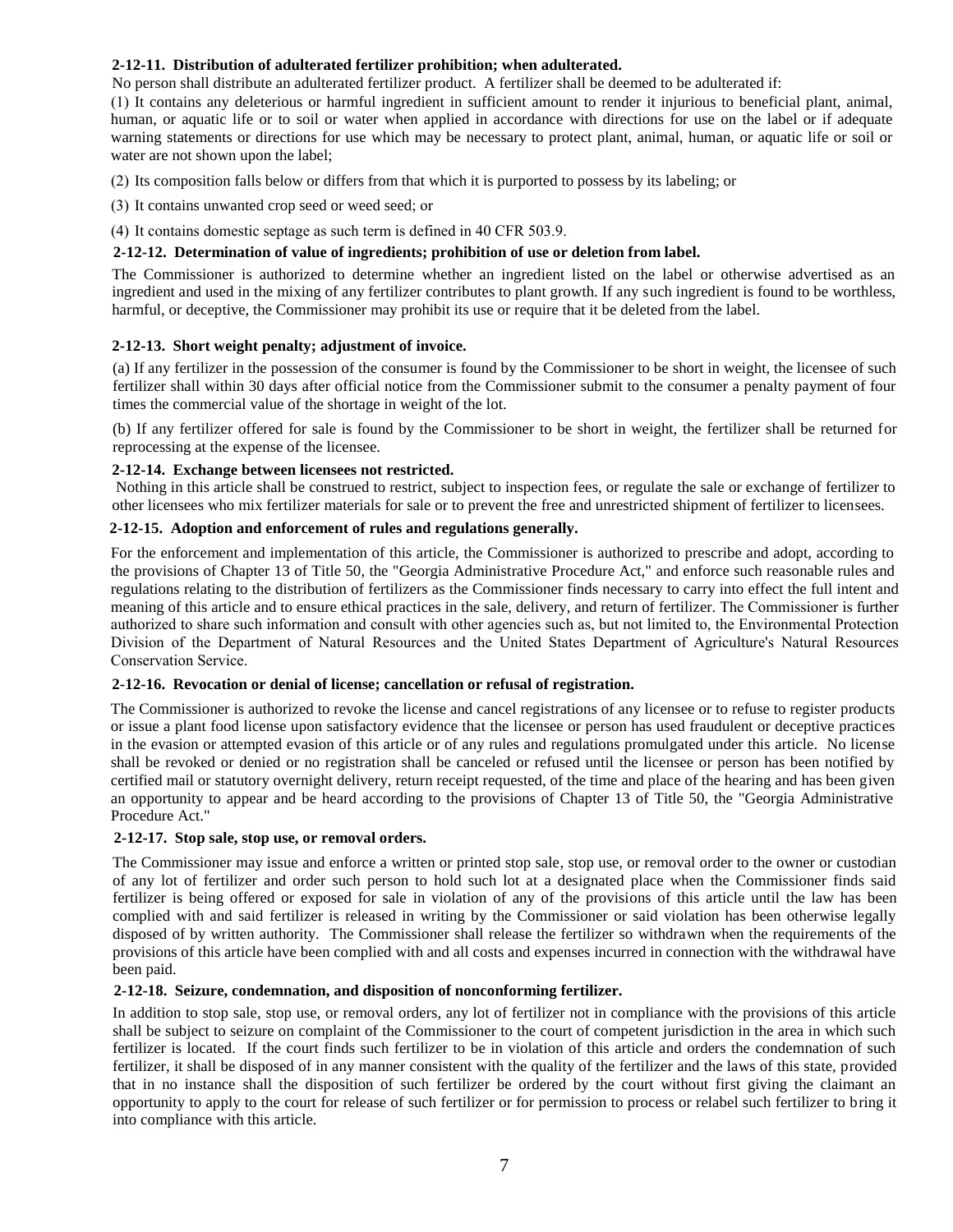**2-12-11. Distribution of adulterated fertilizer prohibition; when adulterated.**

No person shall distribute an adulterated fertilizer product. A fertilizer shall be deemed to be adulterated if:

(1) It contains any deleterious or harmful ingredient in sufficient amount to render it injurious to beneficial plant, animal, human, or aquatic life or to soil or water when applied in accordance with directions for use on the label or if adequate warning statements or directions for use which may be necessary to protect plant, animal, human, or aquatic life or soil or water are not shown upon the label;

(2) Its composition falls below or differs from that which it is purported to possess by its labeling; or

(3) It contains unwanted crop seed or weed seed; or

(4) It contains domestic septage as such term is defined in 40 CFR 503.9.

**2-12-12. Determination of value of ingredients; prohibition of use or deletion from label.**

The Commissioner is authorized to determine whether an ingredient listed on the label or otherwise advertised as an ingredient and used in the mixing of any fertilizer contributes to plant growth. If any such ingredient is found to be worthless, harmful, or deceptive, the Commissioner may prohibit its use or require that it be deleted from the label.

**2-12-13. Short weight penalty; adjustment of invoice.**

(a) If any fertilizer in the possession of the consumer is found by the Commissioner to be short in weight, the licensee of such fertilizer shall within 30 days after official notice from the Commissioner submit to the consumer a penalty payment of four times the commercial value of the shortage in weight of the lot.

(b) If any fertilizer offered for sale is found by the Commissioner to be short in weight, the fertilizer shall be returned for reprocessing at the expense of the licensee.

**2-12-14. Exchange between licensees not restricted.**

Nothing in this article shall be construed to restrict, subject to inspection fees, or regulate the sale or exchange of fertilizer to other licensees who mix fertilizer materials for sale or to prevent the free and unrestricted shipment of fertilizer to licensees.

**2-12-15. Adoption and enforcement of rules and regulations generally.**

For the enforcement and implementation of this article, the Commissioner is authorized to prescribe and adopt, according to the provisions of Chapter 13 of Title 50, the "Georgia Administrative Procedure Act," and enforce such reasonable rules and regulations relating to the distribution of fertilizers as the Commissioner finds necessary to carry into effect the full intent and meaning of this article and to ensure ethical practices in the sale, delivery, and return of fertilizer. The Commissioner is further authorized to share such information and consult with other agencies such as, but not limited to, the Environmental Protection Division of the Department of Natural Resources and the United States Department of Agriculture's Natural Resources Conservation Service.

**2-12-16. Revocation or denial of license; cancellation or refusal of registration.**

The Commissioner is authorized to revoke the license and cancel registrations of any licensee or to refuse to register products or issue a plant food license upon satisfactory evidence that the licensee or person has used fraudulent or deceptive practices in the evasion or attempted evasion of this article or of any rules and regulations promulgated under this article. No license shall be revoked or denied or no registration shall be canceled or refused until the licensee or person has been notified by certified mail or statutory overnight delivery, return receipt requested, of the time and place of the hearing and has been given an opportunity to appear and be heard according to the provisions of Chapter 13 of Title 50, the "Georgia Administrative Procedure Act."

**2-12-17. Stop sale, stop use, or removal orders.**

The Commissioner may issue and enforce a written or printed stop sale, stop use, or removal order to the owner or custodian of any lot of fertilizer and order such person to hold such lot at a designated place when the Commissioner finds said fertilizer is being offered or exposed for sale in violation of any of the provisions of this article until the law has been complied with and said fertilizer is released in writing by the Commissioner or said violation has been otherwise legally disposed of by written authority. The Commissioner shall release the fertilizer so withdrawn when the requirements of the provisions of this article have been complied with and all costs and expenses incurred in connection with the withdrawal have been paid.

**2-12-18. Seizure, condemnation, and disposition of nonconforming fertilizer.**

In addition to stop sale, stop use, or removal orders, any lot of fertilizer not in compliance with the provisions of this article shall be subject to seizure on complaint of the Commissioner to the court of competent jurisdiction in the area in which such fertilizer is located. If the court finds such fertilizer to be in violation of this article and orders the condemnation of such fertilizer, it shall be disposed of in any manner consistent with the quality of the fertilizer and the laws of this state, provided that in no instance shall the disposition of such fertilizer be ordered by the court without first giving the claimant an opportunity to apply to the court for release of such fertilizer or for permission to process or relabel such fertilizer to bring it into compliance with this article.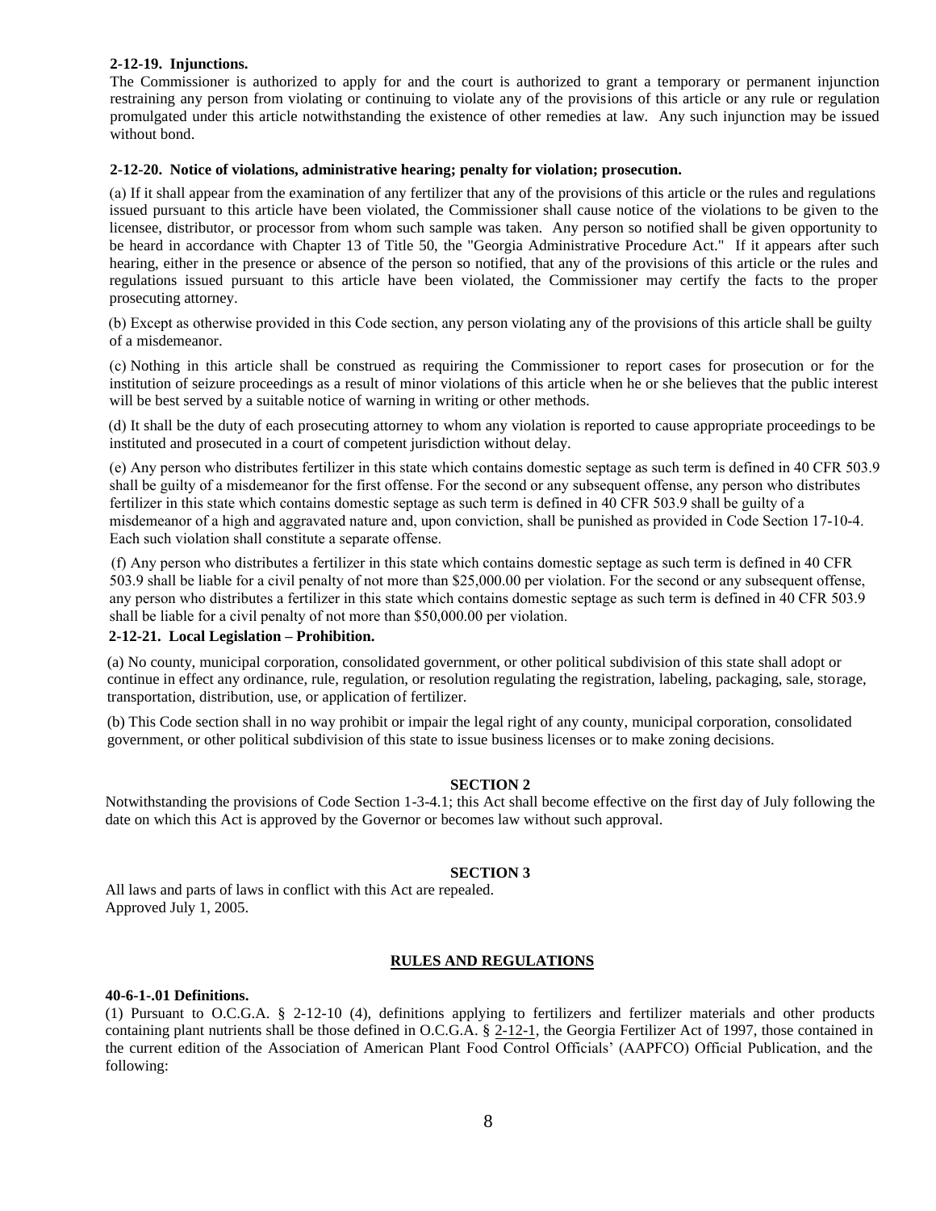**2-12-19. Injunctions.**

The Commissioner is authorized to apply for and the court is authorized to grant a temporary or permanent injunction restraining any person from violating or continuing to violate any of the provisions of this article or any rule or regulation promulgated under this article notwithstanding the existence of other remedies at law. Any such injunction may be issued without bond.

**2-12-20. Notice of violations, administrative hearing; penalty for violation; prosecution.**

(a) If it shall appear from the examination of any fertilizer that any of the provisions of this article or the rules and regulations issued pursuant to this article have been violated, the Commissioner shall cause notice of the violations to be given to the licensee, distributor, or processor from whom such sample was taken. Any person so notified shall be given opportunity to be heard in accordance with Chapter 13 of Title 50, the "Georgia Administrative Procedure Act." If it appears after such hearing, either in the presence or absence of the person so notified, that any of the provisions of this article or the rules and regulations issued pursuant to this article have been violated, the Commissioner may certify the facts to the proper prosecuting attorney.

(b) Except as otherwise provided in this Code section, any person violating any of the provisions of this article shall be guilty of a misdemeanor.

(c) Nothing in this article shall be construed as requiring the Commissioner to report cases for prosecution or for the institution of seizure proceedings as a result of minor violations of this article when he or she believes that the public interest will be best served by a suitable notice of warning in writing or other methods.

(d) It shall be the duty of each prosecuting attorney to whom any violation is reported to cause appropriate proceedings to be instituted and prosecuted in a court of competent jurisdiction without delay.

(e) Any person who distributes fertilizer in this state which contains domestic septage as such term is defined in 40 CFR 503.9 shall be guilty of a misdemeanor for the first offense. For the second or any subsequent offense, any person who distributes fertilizer in this state which contains domestic septage as such term is defined in 40 CFR 503.9 shall be guilty of a misdemeanor of a high and aggravated nature and, upon conviction, shall be punished as provided in Code Section 17-10-4. Each such violation shall constitute a separate offense.

(f) Any person who distributes a fertilizer in this state which contains domestic septage as such term is defined in 40 CFR 503.9 shall be liable for a civil penalty of not more than $25,000.00 per violation. For the second or any subsequent offense, any person who distributes a fertilizer in this state which contains domestic septage as such term is defined in 40 CFR 503.9 shall be liable for a civil penalty of not more than $50,000.00 per violation.

**2-12-21. Local Legislation – Prohibition.**

(a) No county, municipal corporation, consolidated government, or other political subdivision of this state shall adopt or continue in effect any ordinance, rule, regulation, or resolution regulating the registration, labeling, packaging, sale, storage, transportation, distribution, use, or application of fertilizer.

(b) This Code section shall in no way prohibit or impair the legal right of any county, municipal corporation, consolidated government, or other political subdivision of this state to issue business licenses or to make zoning decisions.

**SECTION 2**

Notwithstanding the provisions of Code Section 1-3-4.1; this Act shall become effective on the first day of July following the date on which this Act is approved by the Governor or becomes law without such approval.

**SECTION 3**

All laws and parts of laws in conflict with this Act are repealed.
Approved July 1, 2005.

## RULES AND REGULATIONS

**40-6-1-.01 Definitions.**

(1) Pursuant to O.C.G.A. § 2-12-10 (4), definitions applying to fertilizers and fertilizer materials and other products containing plant nutrients shall be those defined in O.C.G.A. § 2-12-1, the Georgia Fertilizer Act of 1997, those contained in the current edition of the Association of American Plant Food Control Officials' (AAPFCO) Official Publication, and the following: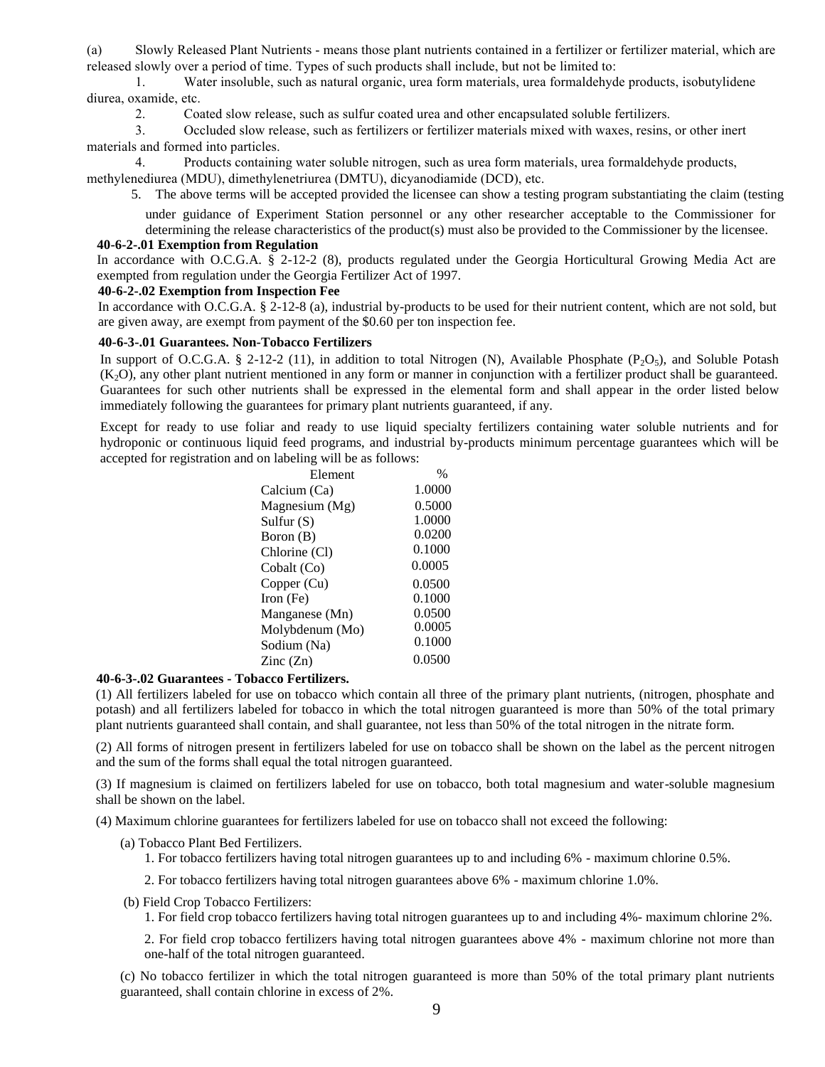(a) Slowly Released Plant Nutrients - means those plant nutrients contained in a fertilizer or fertilizer material, which are released slowly over a period of time. Types of such products shall include, but not be limited to:

1. Water insoluble, such as natural organic, urea form materials, urea formaldehyde products, isobutylidene diurea, oxamide, etc.
2. Coated slow release, such as sulfur coated urea and other encapsulated soluble fertilizers.
3. Occluded slow release, such as fertilizers or fertilizer materials mixed with waxes, resins, or other inert materials and formed into particles.
4. Products containing water soluble nitrogen, such as urea form materials, urea formaldehyde products, methylenediurea (MDU), dimethylenetriurea (DMTU), dicyanodiamide (DCD), etc.
5. The above terms will be accepted provided the licensee can show a testing program substantiating the claim (testing under guidance of Experiment Station personnel or any other researcher acceptable to the Commissioner for determining the release characteristics of the product(s) must also be provided to the Commissioner by the licensee.

**40-6-2-.01 Exemption from Regulation**

In accordance with O.C.G.A. § 2-12-2 (8), products regulated under the Georgia Horticultural Growing Media Act are exempted from regulation under the Georgia Fertilizer Act of 1997.

**40-6-2-.02 Exemption from Inspection Fee**

In accordance with O.C.G.A. § 2-12-8 (a), industrial by-products to be used for their nutrient content, which are not sold, but are given away, are exempt from payment of the $0.60 per ton inspection fee.

**40-6-3-.01 Guarantees. Non-Tobacco Fertilizers**

In support of O.C.G.A. § 2-12-2 (11), in addition to total Nitrogen (N), Available Phosphate ($P_2O_5$), and Soluble Potash ($K_2O$), any other plant nutrient mentioned in any form or manner in conjunction with a fertilizer product shall be guaranteed. Guarantees for such other nutrients shall be expressed in the elemental form and shall appear in the order listed below immediately following the guarantees for primary plant nutrients guaranteed, if any.

Except for ready to use foliar and ready to use liquid specialty fertilizers containing water soluble nutrients and for hydroponic or continuous liquid feed programs, and industrial by-products minimum percentage guarantees which will be accepted for registration and on labeling will be as follows:

| Element | % |
|---|---|
| Calcium (Ca) | 1.0000 |
| Magnesium (Mg) | 0.5000 |
| Sulfur (S) | 1.0000 |
| Boron (B) | 0.0200 |
| Chlorine (Cl) | 0.1000 |
| Cobalt (Co) | 0.0005 |
| Copper (Cu) | 0.0500 |
| Iron (Fe) | 0.1000 |
| Manganese (Mn) | 0.0500 |
| Molybdenum (Mo) | 0.0005 |
| Sodium (Na) | 0.1000 |
| Zinc (Zn) | 0.0500 |

**40-6-3-.02 Guarantees - Tobacco Fertilizers.**

(1) All fertilizers labeled for use on tobacco which contain all three of the primary plant nutrients, (nitrogen, phosphate and potash) and all fertilizers labeled for tobacco in which the total nitrogen guaranteed is more than 50% of the total primary plant nutrients guaranteed shall contain, and shall guarantee, not less than 50% of the total nitrogen in the nitrate form.

(2) All forms of nitrogen present in fertilizers labeled for use on tobacco shall be shown on the label as the percent nitrogen and the sum of the forms shall equal the total nitrogen guaranteed.

(3) If magnesium is claimed on fertilizers labeled for use on tobacco, both total magnesium and water-soluble magnesium shall be shown on the label.

(4) Maximum chlorine guarantees for fertilizers labeled for use on tobacco shall not exceed the following:

(a) Tobacco Plant Bed Fertilizers.

1. For tobacco fertilizers having total nitrogen guarantees up to and including 6% - maximum chlorine 0.5%.
2. For tobacco fertilizers having total nitrogen guarantees above 6% - maximum chlorine 1.0%.

(b) Field Crop Tobacco Fertilizers:

1. For field crop tobacco fertilizers having total nitrogen guarantees up to and including 4%- maximum chlorine 2%.
2. For field crop tobacco fertilizers having total nitrogen guarantees above 4% - maximum chlorine not more than one-half of the total nitrogen guaranteed.

(c) No tobacco fertilizer in which the total nitrogen guaranteed is more than 50% of the total primary plant nutrients guaranteed, shall contain chlorine in excess of 2%.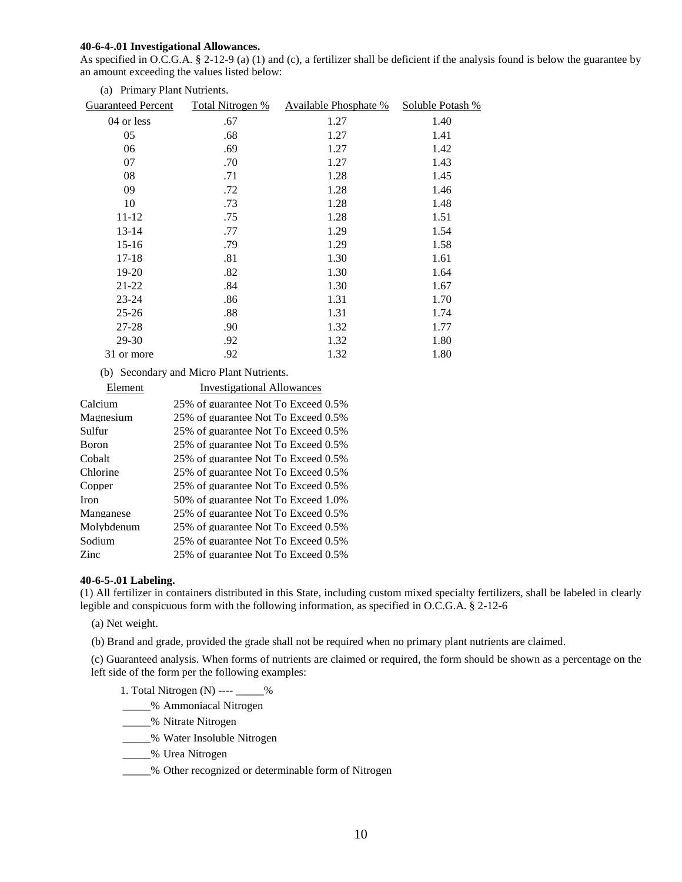**40-6-4-.01 Investigational Allowances.**

As specified in O.C.G.A. § 2-12-9 (a) (1) and (c), a fertilizer shall be deficient if the analysis found is below the guarantee by an amount exceeding the values listed below:

(a) Primary Plant Nutrients.

| Guaranteed Percent | Total Nitrogen % | Available Phosphate % | Soluble Potash % |
|---|---|---|---|
| 04 or less | .67 | 1.27 | 1.40 |
| 05 | .68 | 1.27 | 1.41 |
| 06 | .69 | 1.27 | 1.42 |
| 07 | .70 | 1.27 | 1.43 |
| 08 | .71 | 1.28 | 1.45 |
| 09 | .72 | 1.28 | 1.46 |
| 10 | .73 | 1.28 | 1.48 |
| 11-12 | .75 | 1.28 | 1.51 |
| 13-14 | .77 | 1.29 | 1.54 |
| 15-16 | .79 | 1.29 | 1.58 |
| 17-18 | .81 | 1.30 | 1.61 |
| 19-20 | .82 | 1.30 | 1.64 |
| 21-22 | .84 | 1.30 | 1.67 |
| 23-24 | .86 | 1.31 | 1.70 |
| 25-26 | .88 | 1.31 | 1.74 |
| 27-28 | .90 | 1.32 | 1.77 |
| 29-30 | .92 | 1.32 | 1.80 |
| 31 or more | .92 | 1.32 | 1.80 |

(b) Secondary and Micro Plant Nutrients.

| Element | Investigational Allowances |
|---|---|
| Calcium | 25% of guarantee Not To Exceed 0.5% |
| Magnesium | 25% of guarantee Not To Exceed 0.5% |
| Sulfur | 25% of guarantee Not To Exceed 0.5% |
| Boron | 25% of guarantee Not To Exceed 0.5% |
| Cobalt | 25% of guarantee Not To Exceed 0.5% |
| Chlorine | 25% of guarantee Not To Exceed 0.5% |
| Copper | 25% of guarantee Not To Exceed 0.5% |
| Iron | 50% of guarantee Not To Exceed 1.0% |
| Manganese | 25% of guarantee Not To Exceed 0.5% |
| Molybdenum | 25% of guarantee Not To Exceed 0.5% |
| Sodium | 25% of guarantee Not To Exceed 0.5% |
| Zinc | 25% of guarantee Not To Exceed 0.5% |

**40-6-5-.01 Labeling.**

(1) All fertilizer in containers distributed in this State, including custom mixed specialty fertilizers, shall be labeled in clearly legible and conspicuous form with the following information, as specified in O.C.G.A. § 2-12-6

(a) Net weight.

(b) Brand and grade, provided the grade shall not be required when no primary plant nutrients are claimed.

(c) Guaranteed analysis. When forms of nutrients are claimed or required, the form should be shown as a percentage on the left side of the form per the following examples:

1. Total Nitrogen (N) ---- _____%

_____% Ammoniacal Nitrogen

_____% Nitrate Nitrogen

_____% Water Insoluble Nitrogen

_____% Urea Nitrogen

_____% Other recognized or determinable form of Nitrogen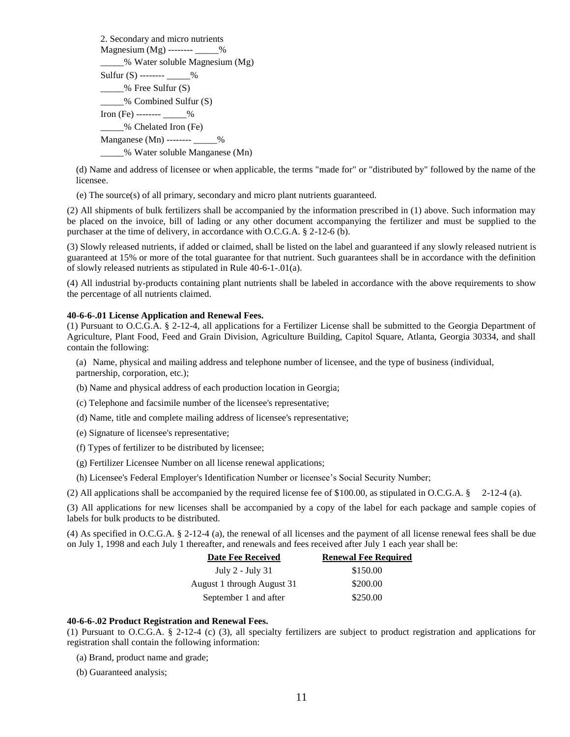2. Secondary and micro nutrients

Magnesium (Mg) -------- _____%

_____% Water soluble Magnesium (Mg)

Sulfur (S) -------- _____%

_____% Free Sulfur (S)

_____% Combined Sulfur (S)

Iron (Fe) -------- _____%

_____% Chelated Iron (Fe)

Manganese (Mn) -------- _____%

_____% Water soluble Manganese (Mn)

(d) Name and address of licensee or when applicable, the terms "made for" or "distributed by" followed by the name of the licensee.

(e) The source(s) of all primary, secondary and micro plant nutrients guaranteed.

(2) All shipments of bulk fertilizers shall be accompanied by the information prescribed in (1) above. Such information may be placed on the invoice, bill of lading or any other document accompanying the fertilizer and must be supplied to the purchaser at the time of delivery, in accordance with O.C.G.A. § 2-12-6 (b).

(3) Slowly released nutrients, if added or claimed, shall be listed on the label and guaranteed if any slowly released nutrient is guaranteed at 15% or more of the total guarantee for that nutrient. Such guarantees shall be in accordance with the definition of slowly released nutrients as stipulated in Rule 40-6-1-.01(a).

(4) All industrial by-products containing plant nutrients shall be labeled in accordance with the above requirements to show the percentage of all nutrients claimed.

**40-6-6-.01 License Application and Renewal Fees.**

(1) Pursuant to O.C.G.A. § 2-12-4, all applications for a Fertilizer License shall be submitted to the Georgia Department of Agriculture, Plant Food, Feed and Grain Division, Agriculture Building, Capitol Square, Atlanta, Georgia 30334, and shall contain the following:

(a) Name, physical and mailing address and telephone number of licensee, and the type of business (individual, partnership, corporation, etc.);

(b) Name and physical address of each production location in Georgia;

(c) Telephone and facsimile number of the licensee's representative;

(d) Name, title and complete mailing address of licensee's representative;

(e) Signature of licensee's representative;

(f) Types of fertilizer to be distributed by licensee;

(g) Fertilizer Licensee Number on all license renewal applications;

(h) Licensee's Federal Employer's Identification Number or licensee's Social Security Number;

(2) All applications shall be accompanied by the required license fee of $100.00, as stipulated in O.C.G.A. § 2-12-4 (a).

(3) All applications for new licenses shall be accompanied by a copy of the label for each package and sample copies of labels for bulk products to be distributed.

(4) As specified in O.C.G.A. § 2-12-4 (a), the renewal of all licenses and the payment of all license renewal fees shall be due on July 1, 1998 and each July 1 thereafter, and renewals and fees received after July 1 each year shall be:

| Date Fee Received | Renewal Fee Required |
| --- | --- |
| July 2 - July 31 | $150.00 |
| August 1 through August 31 | $200.00 |
| September 1 and after | $250.00 |

**40-6-6-.02 Product Registration and Renewal Fees.**

(1) Pursuant to O.C.G.A. § 2-12-4 (c) (3), all specialty fertilizers are subject to product registration and applications for registration shall contain the following information:

(a) Brand, product name and grade;

(b) Guaranteed analysis;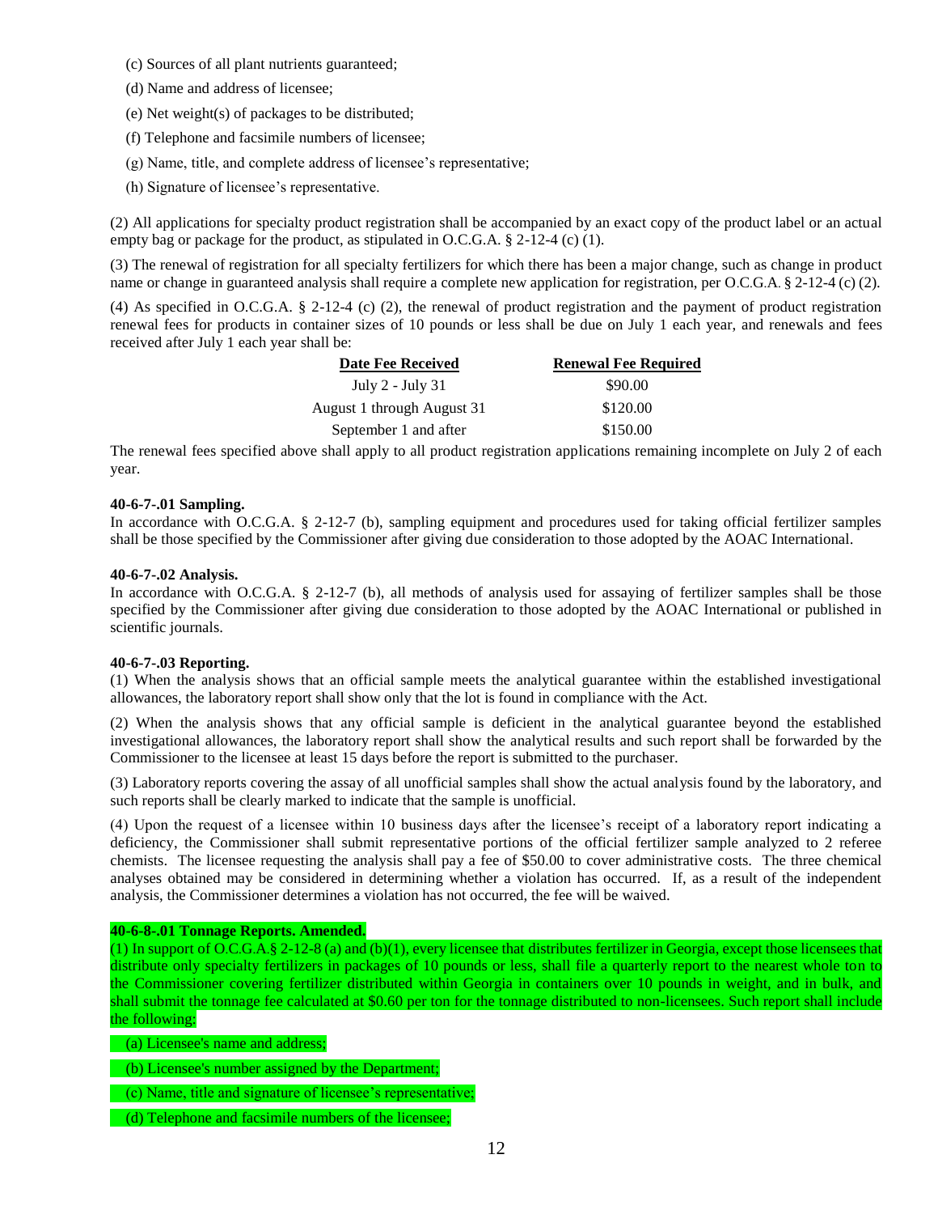(c) Sources of all plant nutrients guaranteed;

(d) Name and address of licensee;

(e) Net weight(s) of packages to be distributed;

(f) Telephone and facsimile numbers of licensee;

(g) Name, title, and complete address of licensee's representative;

(h) Signature of licensee's representative.

(2) All applications for specialty product registration shall be accompanied by an exact copy of the product label or an actual empty bag or package for the product, as stipulated in O.C.G.A. § 2-12-4 (c) (1).

(3) The renewal of registration for all specialty fertilizers for which there has been a major change, such as change in product name or change in guaranteed analysis shall require a complete new application for registration, per O.C.G.A. § 2-12-4 (c) (2).

(4) As specified in O.C.G.A. § 2-12-4 (c) (2), the renewal of product registration and the payment of product registration renewal fees for products in container sizes of 10 pounds or less shall be due on July 1 each year, and renewals and fees received after July 1 each year shall be:

| Date Fee Received | Renewal Fee Required |
|---|---|
| July 2 - July 31 | $90.00 |
| August 1 through August 31 | $120.00 |
| September 1 and after | $150.00 |

The renewal fees specified above shall apply to all product registration applications remaining incomplete on July 2 of each year.

**40-6-7-.01 Sampling.**
In accordance with O.C.G.A. § 2-12-7 (b), sampling equipment and procedures used for taking official fertilizer samples shall be those specified by the Commissioner after giving due consideration to those adopted by the AOAC International.

**40-6-7-.02 Analysis.**
In accordance with O.C.G.A. § 2-12-7 (b), all methods of analysis used for assaying of fertilizer samples shall be those specified by the Commissioner after giving due consideration to those adopted by the AOAC International or published in scientific journals.

**40-6-7-.03 Reporting.**
(1) When the analysis shows that an official sample meets the analytical guarantee within the established investigational allowances, the laboratory report shall show only that the lot is found in compliance with the Act.

(2) When the analysis shows that any official sample is deficient in the analytical guarantee beyond the established investigational allowances, the laboratory report shall show the analytical results and such report shall be forwarded by the Commissioner to the licensee at least 15 days before the report is submitted to the purchaser.

(3) Laboratory reports covering the assay of all unofficial samples shall show the actual analysis found by the laboratory, and such reports shall be clearly marked to indicate that the sample is unofficial.

(4) Upon the request of a licensee within 10 business days after the licensee's receipt of a laboratory report indicating a deficiency, the Commissioner shall submit representative portions of the official fertilizer sample analyzed to 2 referee chemists. The licensee requesting the analysis shall pay a fee of $50.00 to cover administrative costs. The three chemical analyses obtained may be considered in determining whether a violation has occurred. If, as a result of the independent analysis, the Commissioner determines a violation has not occurred, the fee will be waived.

**40-6-8-.01 Tonnage Reports. Amended.**
(1) In support of O.C.G.A § 2-12-8 (a) and (b)(1), every licensee that distributes fertilizer in Georgia, except those licensees that distribute only specialty fertilizers in packages of 10 pounds or less, shall file a quarterly report to the nearest whole ton to the Commissioner covering fertilizer distributed within Georgia in containers over 10 pounds in weight, and in bulk, and shall submit the tonnage fee calculated at $0.60 per ton for the tonnage distributed to non-licensees. Such report shall include the following:

(a) Licensee's name and address;

(b) Licensee's number assigned by the Department;

(c) Name, title and signature of licensee's representative;

(d) Telephone and facsimile numbers of the licensee;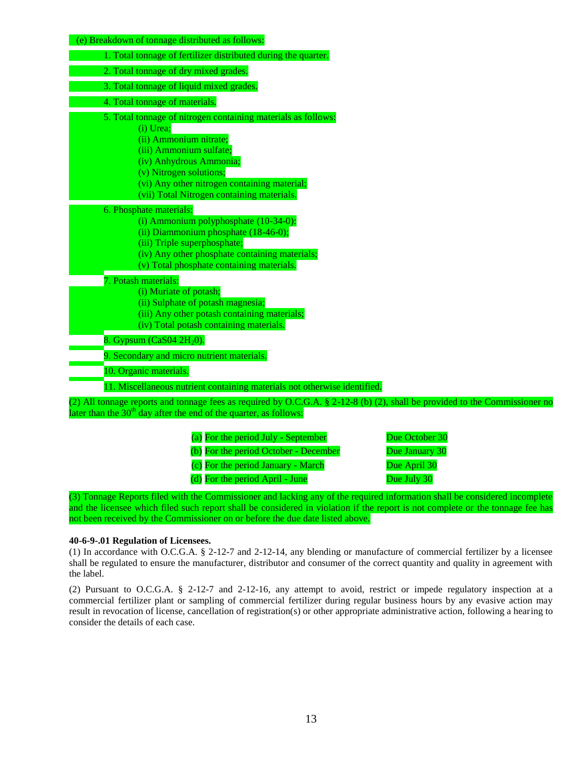(e) Breakdown of tonnage distributed as follows:

1. Total tonnage of fertilizer distributed during the quarter.
2. Total tonnage of dry mixed grades.
3. Total tonnage of liquid mixed grades.
4. Total tonnage of materials.
5. Total tonnage of nitrogen containing materials as follows:
   - (i) Urea;
   - (ii) Ammonium nitrate;
   - (iii) Ammonium sulfate;
   - (iv) Anhydrous Ammonia;
   - (v) Nitrogen solutions;
   - (vi) Any other nitrogen containing material;
   - (vii) Total Nitrogen containing materials.
6. Phosphate materials:
   - (i) Ammonium polyphosphate (10-34-0);
   - (ii) Diammonium phosphate (18-46-0);
   - (iii) Triple superphosphate;
   - (iv) Any other phosphate containing materials;
   - (v) Total phosphate containing materials.
7. Potash materials:
   - (i) Muriate of potash;
   - (ii) Sulphate of potash magnesia;
   - (iii) Any other potash containing materials;
   - (iv) Total potash containing materials.
8. Gypsum ($CaS04\ 2H_20$).
9. Secondary and micro nutrient materials.
10. Organic materials.
11. Miscellaneous nutrient containing materials not otherwise identified.

(2) All tonnage reports and tonnage fees as required by O.C.G.A. § 2-12-8 (b) (2), shall be provided to the Commissioner no later than the 30th day after the end of the quarter, as follows:

| | |
|---|---|
| (a) For the period July - September | Due October 30 |
| (b) For the period October - December | Due January 30 |
| (c) For the period January - March | Due April 30 |
| (d) For the period April - June | Due July 30 |

(3) Tonnage Reports filed with the Commissioner and lacking any of the required information shall be considered incomplete and the licensee which filed such report shall be considered in violation if the report is not complete or the tonnage fee has not been received by the Commissioner on or before the due date listed above.

**40-6-9-.01 Regulation of Licensees.**

(1) In accordance with O.C.G.A. § 2-12-7 and 2-12-14, any blending or manufacture of commercial fertilizer by a licensee shall be regulated to ensure the manufacturer, distributor and consumer of the correct quantity and quality in agreement with the label.

(2) Pursuant to O.C.G.A. § 2-12-7 and 2-12-16, any attempt to avoid, restrict or impede regulatory inspection at a commercial fertilizer plant or sampling of commercial fertilizer during regular business hours by any evasive action may result in revocation of license, cancellation of registration(s) or other appropriate administrative action, following a hearing to consider the details of each case.